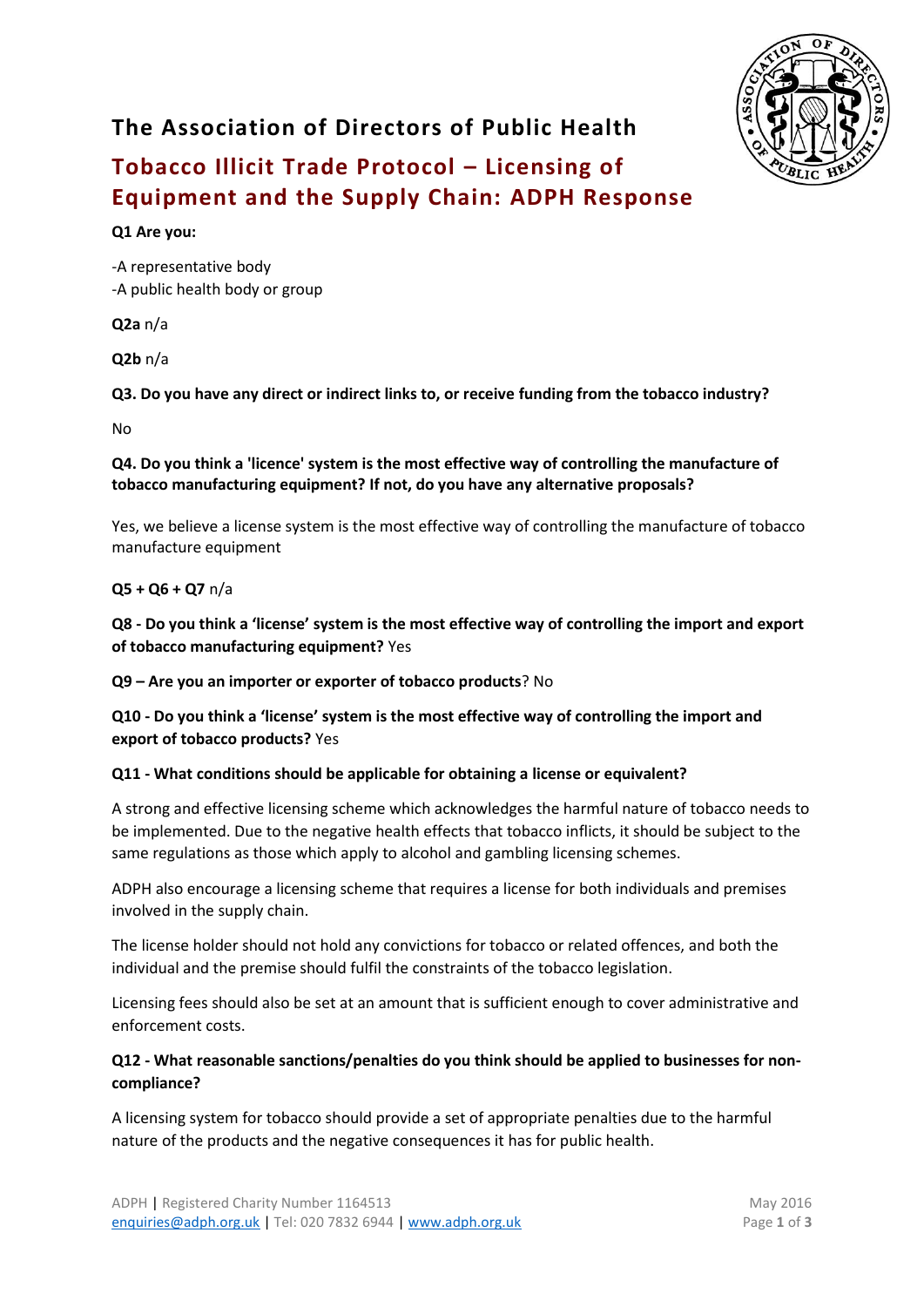# The Association of Directors of Public Health

## Tobacco Illicit Trade Protocol – Licensing of Equipment and the Supply Chain: ADPH Response

**Q1 Are you:**

-A representative body
-A public health body or group

**Q2a** n/a

**Q2b** n/a

**Q3. Do you have any direct or indirect links to, or receive funding from the tobacco industry?**

No

**Q4. Do you think a 'licence' system is the most effective way of controlling the manufacture of tobacco manufacturing equipment? If not, do you have any alternative proposals?**

Yes, we believe a license system is the most effective way of controlling the manufacture of tobacco manufacture equipment

**Q5 + Q6 + Q7** n/a

**Q8 - Do you think a 'license' system is the most effective way of controlling the import and export of tobacco manufacturing equipment?** Yes

**Q9 – Are you an importer or exporter of tobacco products**? No

**Q10 - Do you think a 'license' system is the most effective way of controlling the import and export of tobacco products?** Yes

**Q11 - What conditions should be applicable for obtaining a license or equivalent?**

A strong and effective licensing scheme which acknowledges the harmful nature of tobacco needs to be implemented. Due to the negative health effects that tobacco inflicts, it should be subject to the same regulations as those which apply to alcohol and gambling licensing schemes.

ADPH also encourage a licensing scheme that requires a license for both individuals and premises involved in the supply chain.

The license holder should not hold any convictions for tobacco or related offences, and both the individual and the premise should fulfil the constraints of the tobacco legislation.

Licensing fees should also be set at an amount that is sufficient enough to cover administrative and enforcement costs.

**Q12 - What reasonable sanctions/penalties do you think should be applied to businesses for non-compliance?**

A licensing system for tobacco should provide a set of appropriate penalties due to the harmful nature of the products and the negative consequences it has for public health.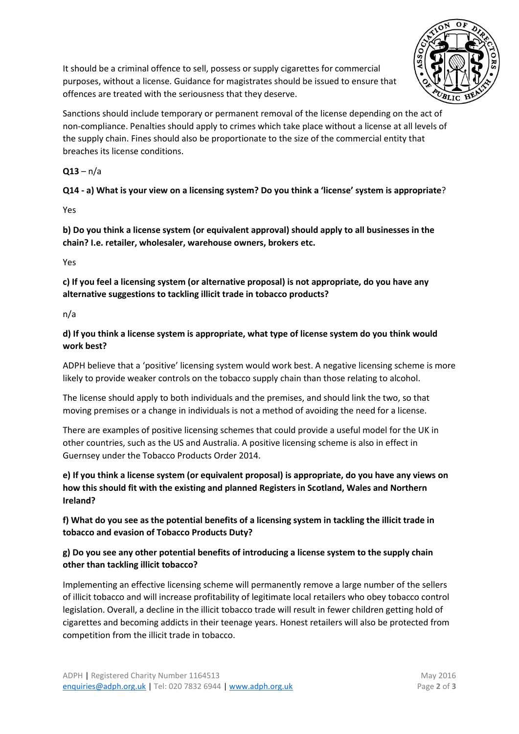It should be a criminal offence to sell, possess or supply cigarettes for commercial purposes, without a license. Guidance for magistrates should be issued to ensure that offences are treated with the seriousness that they deserve.

Sanctions should include temporary or permanent removal of the license depending on the act of non-compliance. Penalties should apply to crimes which take place without a license at all levels of the supply chain. Fines should also be proportionate to the size of the commercial entity that breaches its license conditions.

**Q13** – n/a

**Q14 - a) What is your view on a licensing system? Do you think a 'license' system is appropriate**?

Yes

**b) Do you think a license system (or equivalent approval) should apply to all businesses in the chain? I.e. retailer, wholesaler, warehouse owners, brokers etc.**

Yes

**c) If you feel a licensing system (or alternative proposal) is not appropriate, do you have any alternative suggestions to tackling illicit trade in tobacco products?**

n/a

**d) If you think a license system is appropriate, what type of license system do you think would work best?**

ADPH believe that a 'positive' licensing system would work best. A negative licensing scheme is more likely to provide weaker controls on the tobacco supply chain than those relating to alcohol.

The license should apply to both individuals and the premises, and should link the two, so that moving premises or a change in individuals is not a method of avoiding the need for a license.

There are examples of positive licensing schemes that could provide a useful model for the UK in other countries, such as the US and Australia. A positive licensing scheme is also in effect in Guernsey under the Tobacco Products Order 2014.

**e) If you think a license system (or equivalent proposal) is appropriate, do you have any views on how this should fit with the existing and planned Registers in Scotland, Wales and Northern Ireland?**

**f) What do you see as the potential benefits of a licensing system in tackling the illicit trade in tobacco and evasion of Tobacco Products Duty?**

**g) Do you see any other potential benefits of introducing a license system to the supply chain other than tackling illicit tobacco?**

Implementing an effective licensing scheme will permanently remove a large number of the sellers of illicit tobacco and will increase profitability of legitimate local retailers who obey tobacco control legislation. Overall, a decline in the illicit tobacco trade will result in fewer children getting hold of cigarettes and becoming addicts in their teenage years. Honest retailers will also be protected from competition from the illicit trade in tobacco.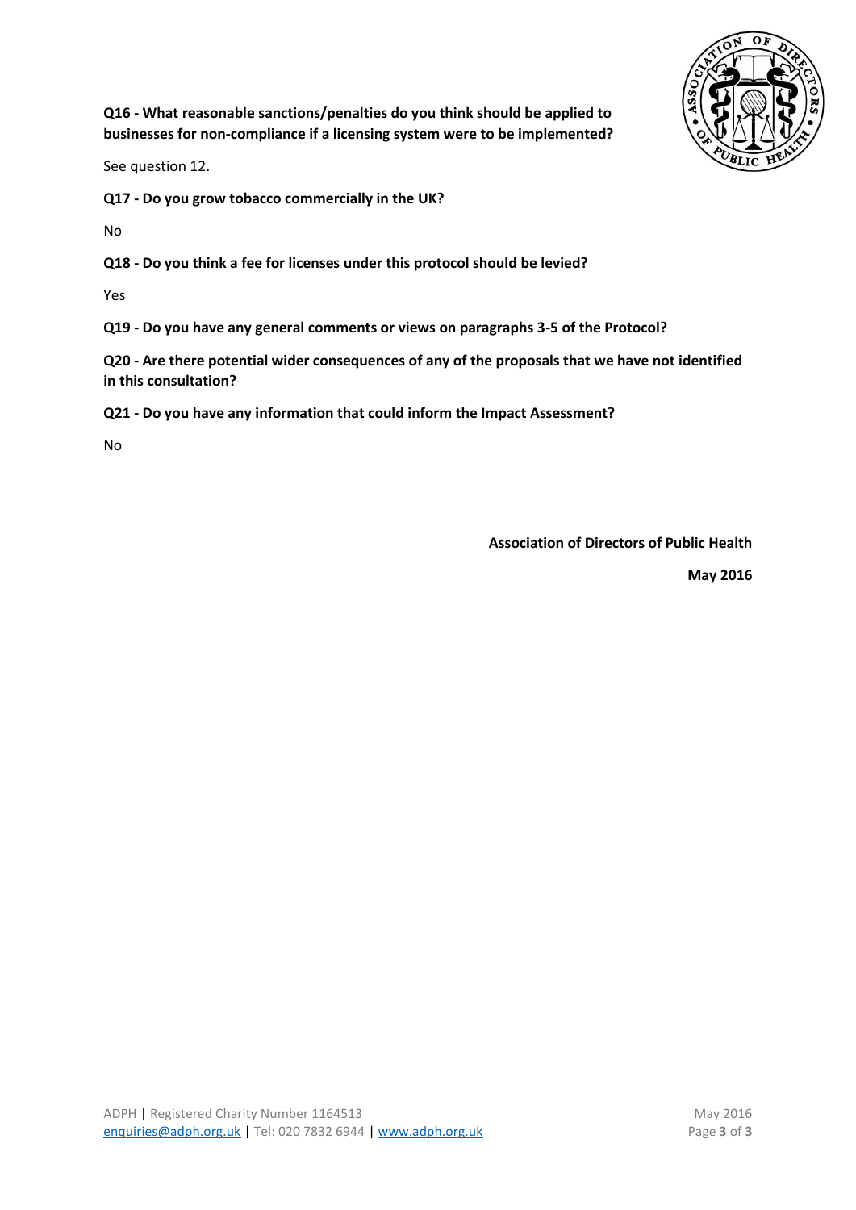**Q16 - What reasonable sanctions/penalties do you think should be applied to businesses for non-compliance if a licensing system were to be implemented?**

See question 12.

**Q17 - Do you grow tobacco commercially in the UK?**

No

**Q18 - Do you think a fee for licenses under this protocol should be levied?**

Yes

**Q19 - Do you have any general comments or views on paragraphs 3-5 of the Protocol?**

**Q20 - Are there potential wider consequences of any of the proposals that we have not identified in this consultation?**

**Q21 - Do you have any information that could inform the Impact Assessment?**

No

**Association of Directors of Public Health**

**May 2016**